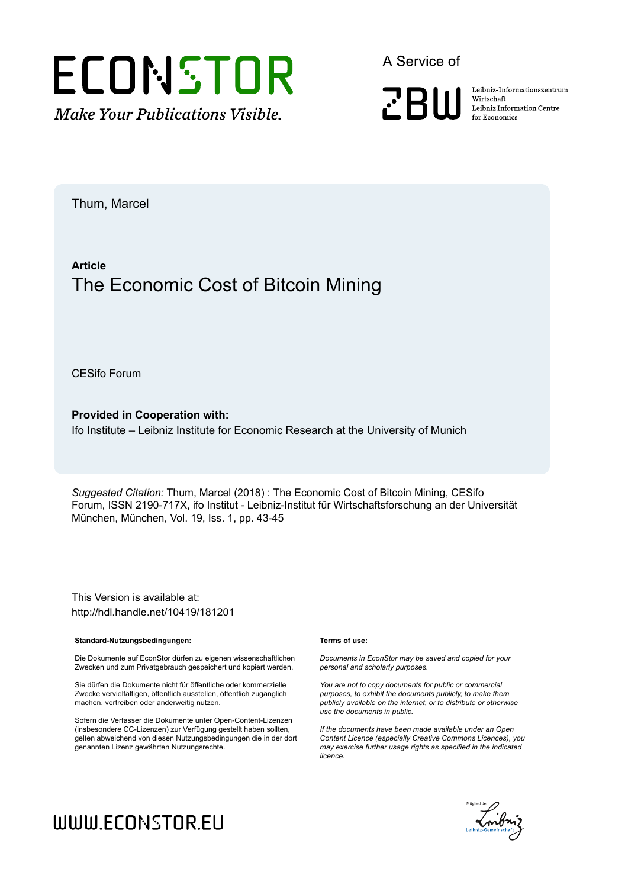# ECONSTOR

*Make Your Publications Visible.*

A Service of

ZBW

Leibniz-Informationszentrum Wirtschaft
Leibniz Information Centre for Economics

Thum, Marcel

**Article**

## The Economic Cost of Bitcoin Mining

CESifo Forum

**Provided in Cooperation with:**
Ifo Institute – Leibniz Institute for Economic Research at the University of Munich

*Suggested Citation:* Thum, Marcel (2018) : The Economic Cost of Bitcoin Mining, CESifo Forum, ISSN 2190-717X, ifo Institut - Leibniz-Institut für Wirtschaftsforschung an der Universität München, München, Vol. 19, Iss. 1, pp. 43-45

This Version is available at:
http://hdl.handle.net/10419/181201

**Standard-Nutzungsbedingungen:**

Die Dokumente auf EconStor dürfen zu eigenen wissenschaftlichen Zwecken und zum Privatgebrauch gespeichert und kopiert werden.

Sie dürfen die Dokumente nicht für öffentliche oder kommerzielle Zwecke vervielfältigen, öffentlich ausstellen, öffentlich zugänglich machen, vertreiben oder anderweitig nutzen.

Sofern die Verfasser die Dokumente unter Open-Content-Lizenzen (insbesondere CC-Lizenzen) zur Verfügung gestellt haben sollten, gelten abweichend von diesen Nutzungsbedingungen die in der dort genannten Lizenz gewährten Nutzungsrechte.

**Terms of use:**

*Documents in EconStor may be saved and copied for your personal and scholarly purposes.*

*You are not to copy documents for public or commercial purposes, to exhibit the documents publicly, to make them publicly available on the internet, or to distribute or otherwise use the documents in public.*

*If the documents have been made available under an Open Content Licence (especially Creative Commons Licences), you may exercise further usage rights as specified in the indicated licence.*

WWW.ECONSTOR.EU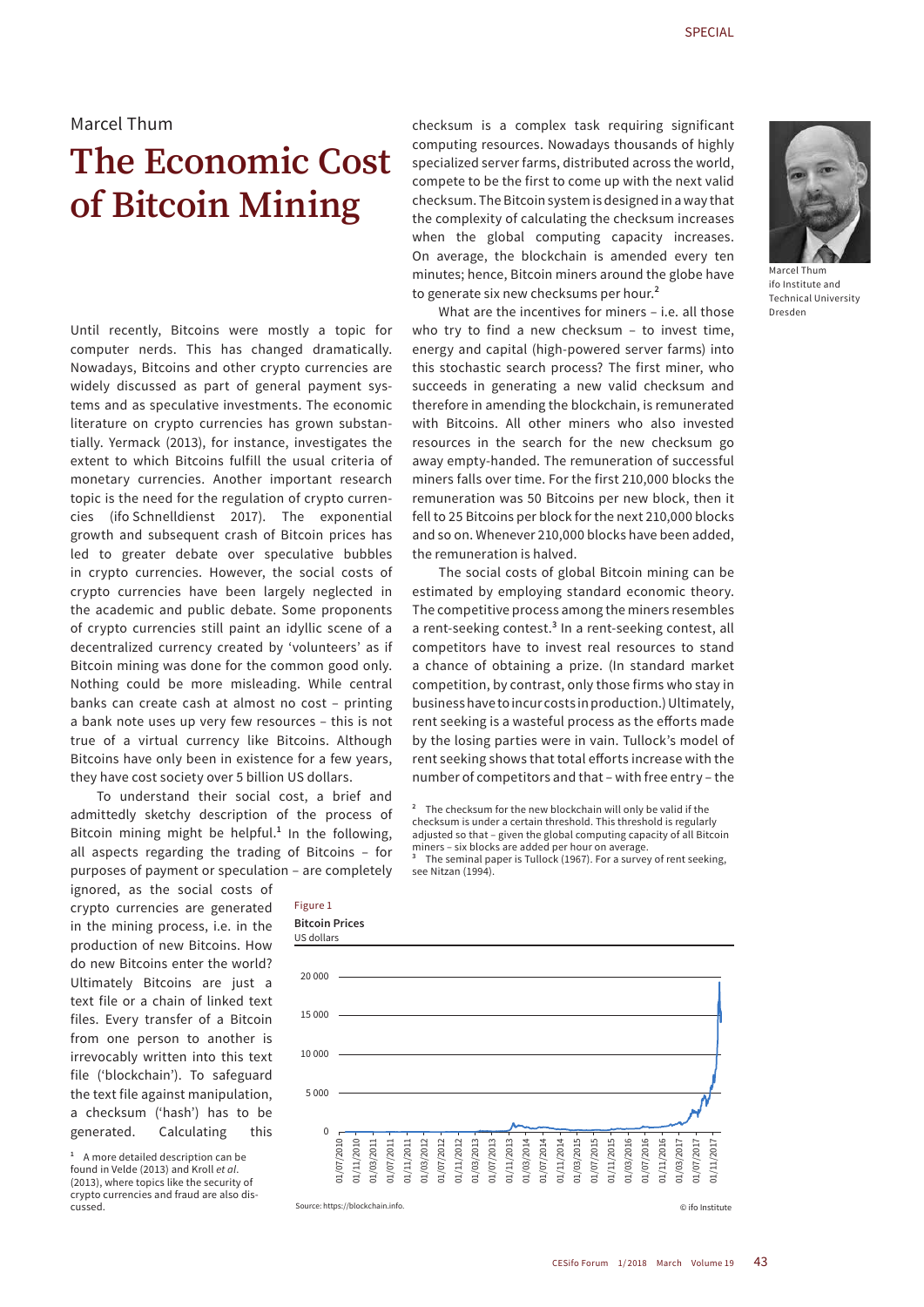Marcel Thum

# The Economic Cost of Bitcoin Mining

Until recently, Bitcoins were mostly a topic for computer nerds. This has changed dramatically. Nowadays, Bitcoins and other crypto currencies are widely discussed as part of general payment systems and as speculative investments. The economic literature on crypto currencies has grown substantially. Yermack (2013), for instance, investigates the extent to which Bitcoins fulfill the usual criteria of monetary currencies. Another important research topic is the need for the regulation of crypto currencies (ifo Schnelldienst 2017). The exponential growth and subsequent crash of Bitcoin prices has led to greater debate over speculative bubbles in crypto currencies. However, the social costs of crypto currencies have been largely neglected in the academic and public debate. Some proponents of crypto currencies still paint an idyllic scene of a decentralized currency created by 'volunteers' as if Bitcoin mining was done for the common good only. Nothing could be more misleading. While central banks can create cash at almost no cost – printing a bank note uses up very few resources – this is not true of a virtual currency like Bitcoins. Although Bitcoins have only been in existence for a few years, they have cost society over 5 billion US dollars.

To understand their social cost, a brief and admittedly sketchy description of the process of Bitcoin mining might be helpful.[1] In the following, all aspects regarding the trading of Bitcoins – for purposes of payment or speculation – are completely ignored, as the social costs of crypto currencies are generated in the mining process, i.e. in the production of new Bitcoins. How do new Bitcoins enter the world? Ultimately Bitcoins are just a text file or a chain of linked text files. Every transfer of a Bitcoin from one person to another is irrevocably written into this text file ('blockchain'). To safeguard the text file against manipulation, a checksum ('hash') has to be generated. Calculating this checksum is a complex task requiring significant computing resources. Nowadays thousands of highly specialized server farms, distributed across the world, compete to be the first to come up with the next valid checksum. The Bitcoin system is designed in a way that the complexity of calculating the checksum increases when the global computing capacity increases. On average, the blockchain is amended every ten minutes; hence, Bitcoin miners around the globe have to generate six new checksums per hour.[2]

What are the incentives for miners – i.e. all those who try to find a new checksum – to invest time, energy and capital (high-powered server farms) into this stochastic search process? The first miner, who succeeds in generating a new valid checksum and therefore in amending the blockchain, is remunerated with Bitcoins. All other miners who also invested resources in the search for the new checksum go away empty-handed. The remuneration of successful miners falls over time. For the first 210,000 blocks the remuneration was 50 Bitcoins per new block, then it fell to 25 Bitcoins per block for the next 210,000 blocks and so on. Whenever 210,000 blocks have been added, the remuneration is halved.

The social costs of global Bitcoin mining can be estimated by employing standard economic theory. The competitive process among the miners resembles a rent-seeking contest.[3] In a rent-seeking contest, all competitors have to invest real resources to stand a chance of obtaining a prize. (In standard market competition, by contrast, only those firms who stay in business have to incur costs in production.) Ultimately, rent seeking is a wasteful process as the efforts made by the losing parties were in vain. Tullock's model of rent seeking shows that total efforts increase with the number of competitors and that – with free entry – the

Figure 1

**Bitcoin Prices**

US dollars

Source: https://blockchain.info.

© ifo Institute

[1] A more detailed description can be found in Velde (2013) and Kroll *et al.* (2013), where topics like the security of crypto currencies and fraud are also discussed.

[2] The checksum for the new blockchain will only be valid if the checksum is under a certain threshold. This threshold is regularly adjusted so that – given the global computing capacity of all Bitcoin miners – six blocks are added per hour on average.

[3] The seminal paper is Tullock (1967). For a survey of rent seeking, see Nitzan (1994).

Marcel Thum
ifo Institute and Technical University Dresden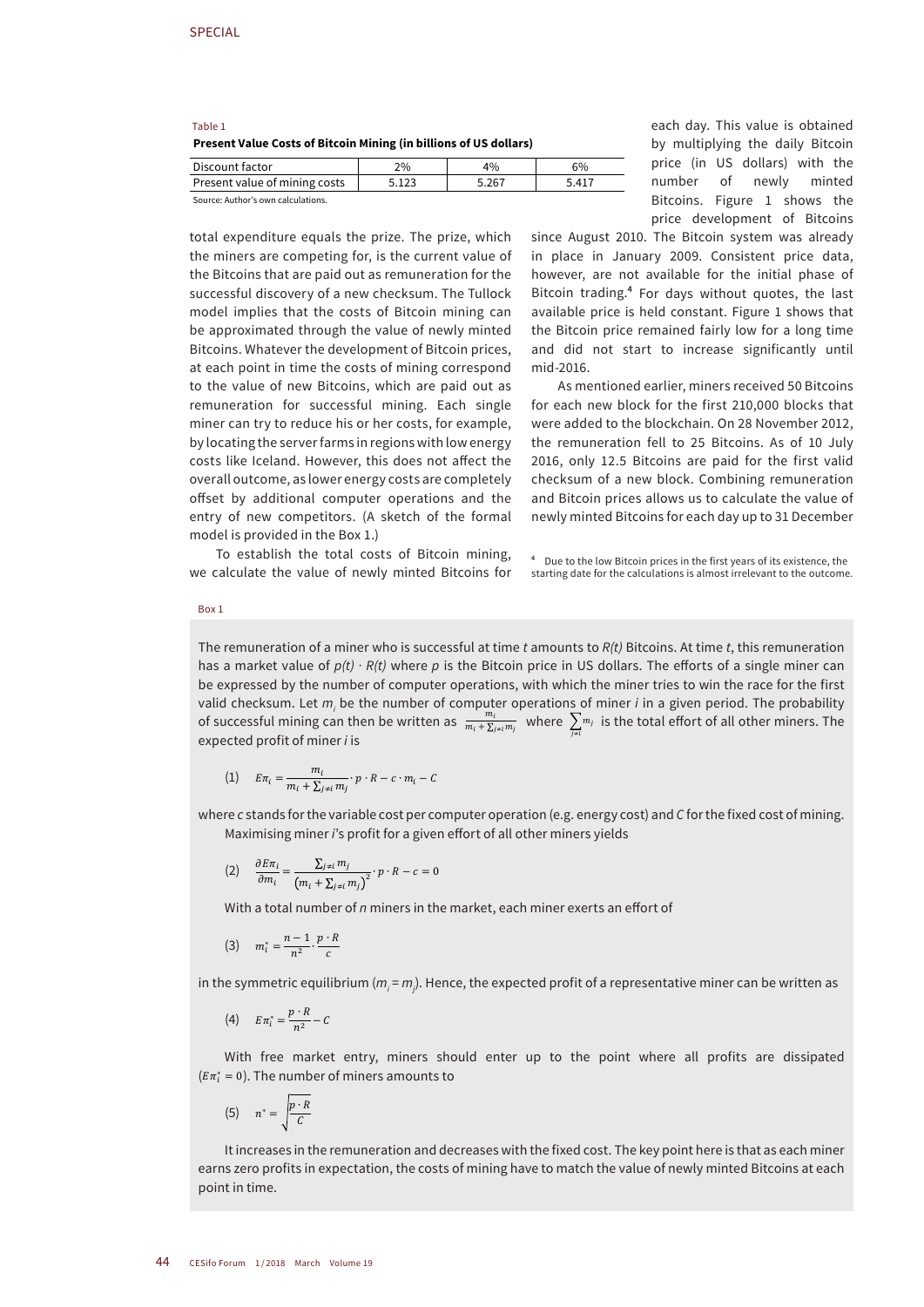Table 1

**Present Value Costs of Bitcoin Mining (in billions of US dollars)**

| Discount factor | 2% | 4% | 6% |
|---|---|---|---|
| Present value of mining costs | 5.123 | 5.267 | 5.417 |

Source: Author's own calculations.

total expenditure equals the prize. The prize, which the miners are competing for, is the current value of the Bitcoins that are paid out as remuneration for the successful discovery of a new checksum. The Tullock model implies that the costs of Bitcoin mining can be approximated through the value of newly minted Bitcoins. Whatever the development of Bitcoin prices, at each point in time the costs of mining correspond to the value of new Bitcoins, which are paid out as remuneration for successful mining. Each single miner can try to reduce his or her costs, for example, by locating the server farms in regions with low energy costs like Iceland. However, this does not affect the overall outcome, as lower energy costs are completely offset by additional computer operations and the entry of new competitors. (A sketch of the formal model is provided in the Box 1.)

To establish the total costs of Bitcoin mining, we calculate the value of newly minted Bitcoins for each day. This value is obtained by multiplying the daily Bitcoin price (in US dollars) with the number of newly minted Bitcoins. Figure 1 shows the price development of Bitcoins since August 2010. The Bitcoin system was already in place in January 2009. Consistent price data, however, are not available for the initial phase of Bitcoin trading.[4] For days without quotes, the last available price is held constant. Figure 1 shows that the Bitcoin price remained fairly low for a long time and did not start to increase significantly until mid-2016.

As mentioned earlier, miners received 50 Bitcoins for each new block for the first 210,000 blocks that were added to the blockchain. On 28 November 2012, the remuneration fell to 25 Bitcoins. As of 10 July 2016, only 12.5 Bitcoins are paid for the first valid checksum of a new block. Combining remuneration and Bitcoin prices allows us to calculate the value of newly minted Bitcoins for each day up to 31 December

[4] Due to the low Bitcoin prices in the first years of its existence, the starting date for the calculations is almost irrelevant to the outcome.

Box 1

The remuneration of a miner who is successful at time *t* amounts to *R(t)* Bitcoins. At time *t*, this remuneration has a market value of $p(t) \cdot R(t)$ where *p* is the Bitcoin price in US dollars. The efforts of a single miner can be expressed by the number of computer operations, with which the miner tries to win the race for the first valid checksum. Let $m_i$ be the number of computer operations of miner *i* in a given period. The probability of successful mining can then be written as $\frac{m_i}{m_i + \sum_{j \neq i} m_j}$ where $\sum_{j \neq i} m_j$ is the total effort of all other miners. The expected profit of miner *i* is

$$(1) \quad E\pi_i = \frac{m_i}{m_i + \sum_{j \neq i} m_j} \cdot p \cdot R - c \cdot m_i - C$$

where *c* stands for the variable cost per computer operation (e.g. energy cost) and *C* for the fixed cost of mining.

Maximising miner *i*'s profit for a given effort of all other miners yields

$$(2) \quad \frac{\partial E\pi_i}{\partial m_i} = \frac{\sum_{j \neq i} m_j}{\left(m_i + \sum_{j \neq i} m_j\right)^2} \cdot p \cdot R - c = 0$$

With a total number of *n* miners in the market, each miner exerts an effort of

$$(3) \quad m_i^* = \frac{n-1}{n^2} \cdot \frac{p \cdot R}{c}$$

in the symmetric equilibrium ($m_i = m_j$). Hence, the expected profit of a representative miner can be written as

$$(4) \quad E\pi_i^* = \frac{p \cdot R}{n^2} - C$$

With free market entry, miners should enter up to the point where all profits are dissipated ($E\pi_i^* = 0$). The number of miners amounts to

$$(5) \quad n^* = \sqrt{\frac{p \cdot R}{C}}$$

It increases in the remuneration and decreases with the fixed cost. The key point here is that as each miner earns zero profits in expectation, the costs of mining have to match the value of newly minted Bitcoins at each point in time.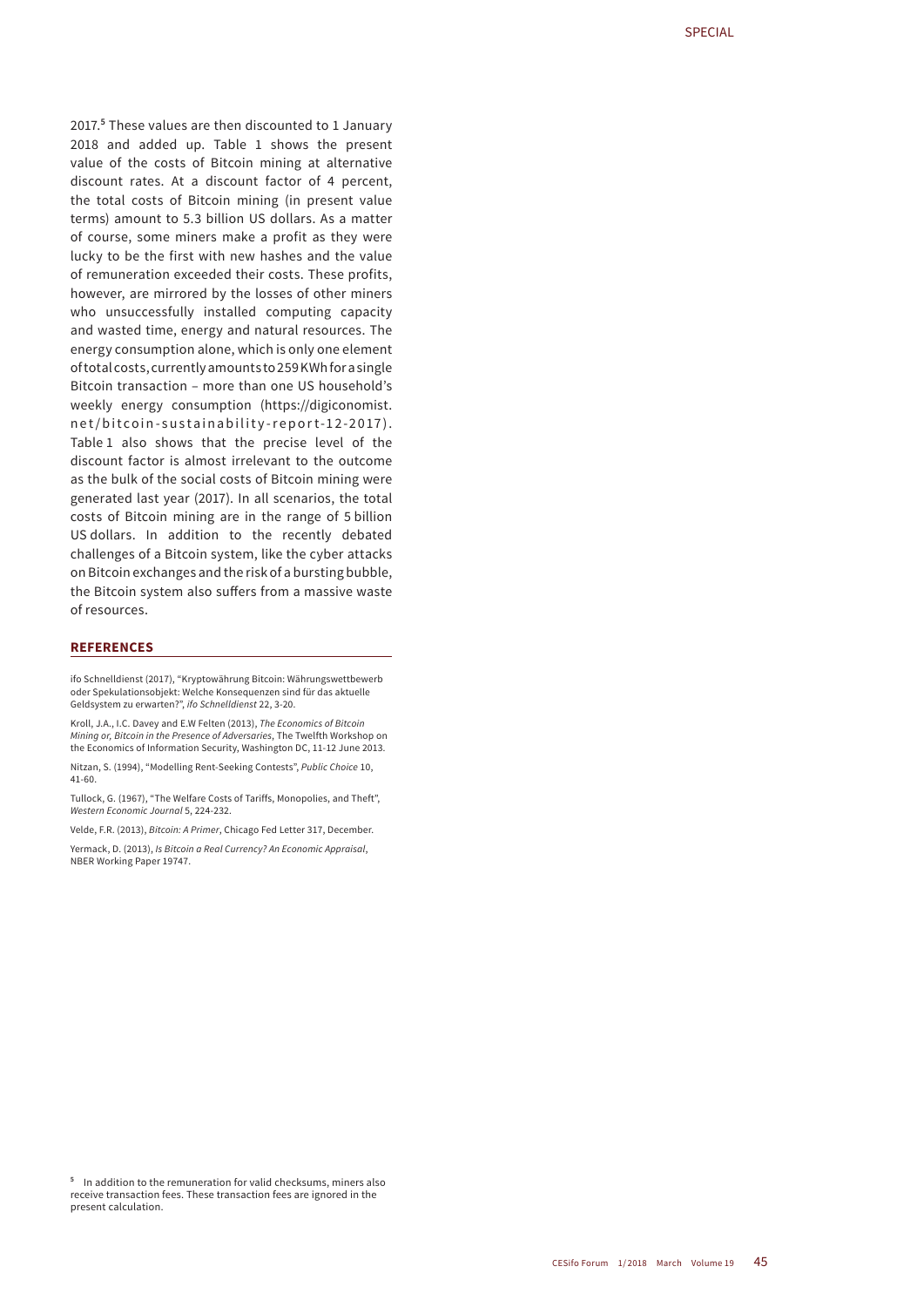2017.[5] These values are then discounted to 1 January 2018 and added up. Table 1 shows the present value of the costs of Bitcoin mining at alternative discount rates. At a discount factor of 4 percent, the total costs of Bitcoin mining (in present value terms) amount to 5.3 billion US dollars. As a matter of course, some miners make a profit as they were lucky to be the first with new hashes and the value of remuneration exceeded their costs. These profits, however, are mirrored by the losses of other miners who unsuccessfully installed computing capacity and wasted time, energy and natural resources. The energy consumption alone, which is only one element of total costs, currently amounts to 259 KWh for a single Bitcoin transaction – more than one US household's weekly energy consumption (https://digiconomist.net/bitcoin-sustainability-report-12-2017). Table 1 also shows that the precise level of the discount factor is almost irrelevant to the outcome as the bulk of the social costs of Bitcoin mining were generated last year (2017). In all scenarios, the total costs of Bitcoin mining are in the range of 5 billion US dollars. In addition to the recently debated challenges of a Bitcoin system, like the cyber attacks on Bitcoin exchanges and the risk of a bursting bubble, the Bitcoin system also suffers from a massive waste of resources.

## REFERENCES

ifo Schnelldienst (2017), "Kryptowährung Bitcoin: Währungswettbewerb oder Spekulationsobjekt: Welche Konsequenzen sind für das aktuelle Geldsystem zu erwarten?", *ifo Schnelldienst* 22, 3-20.

Kroll, J.A., I.C. Davey and E.W Felten (2013), *The Economics of Bitcoin Mining or, Bitcoin in the Presence of Adversaries*, The Twelfth Workshop on the Economics of Information Security, Washington DC, 11-12 June 2013.

Nitzan, S. (1994), "Modelling Rent-Seeking Contests", *Public Choice* 10, 41-60.

Tullock, G. (1967), "The Welfare Costs of Tariffs, Monopolies, and Theft", *Western Economic Journal* 5, 224-232.

Velde, F.R. (2013), *Bitcoin: A Primer*, Chicago Fed Letter 317, December.

Yermack, D. (2013), *Is Bitcoin a Real Currency? An Economic Appraisal*, NBER Working Paper 19747.

[5] In addition to the remuneration for valid checksums, miners also receive transaction fees. These transaction fees are ignored in the present calculation.